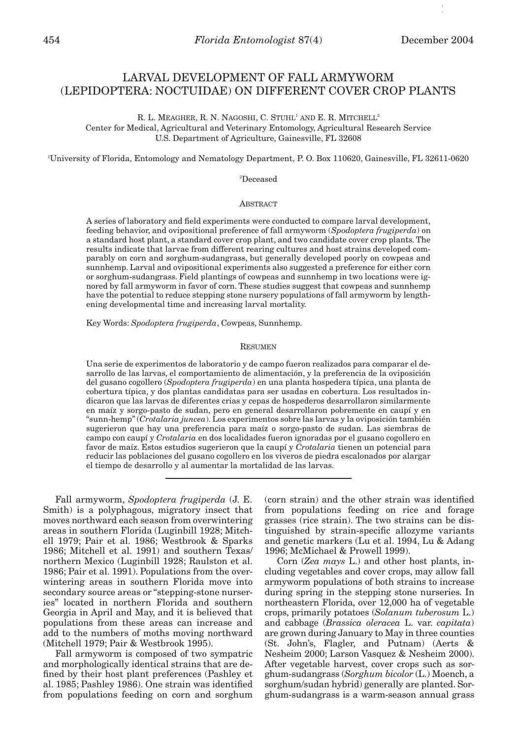# LARVAL DEVELOPMENT OF FALL ARMYWORM (LEPIDOPTERA: NOCTUIDAE) ON DIFFERENT COVER CROP PLANTS

R. L. MEAGHER, R. N. NAGOSHI, C. STUHL[1] AND E. R. MITCHELL[2]

Center for Medical, Agricultural and Veterinary Entomology, Agricultural Research Service
U.S. Department of Agriculture, Gainesville, FL 32608

[1]University of Florida, Entomology and Nematology Department, P. O. Box 110620, Gainesville, FL 32611-0620

[2]Deceased

## ABSTRACT

A series of laboratory and field experiments were conducted to compare larval development, feeding behavior, and ovipositional preference of fall armyworm (*Spodoptera frugiperda*) on a standard host plant, a standard cover crop plant, and two candidate cover crop plants. The results indicate that larvae from different rearing cultures and host strains developed comparably on corn and sorghum-sudangrass, but generally developed poorly on cowpeas and sunnhemp. Larval and ovipositional experiments also suggested a preference for either corn or sorghum-sudangrass. Field plantings of cowpeas and sunnhemp in two locations were ignored by fall armyworm in favor of corn. These studies suggest that cowpeas and sunnhemp have the potential to reduce stepping stone nursery populations of fall armyworm by lengthening developmental time and increasing larval mortality.

Key Words: *Spodoptera frugiperda*, Cowpeas, Sunnhemp.

## RESUMEN

Una serie de experimentos de laboratorio y de campo fueron realizados para comparar el desarrollo de las larvas, el comportamiento de alimentación, y la preferencia de la oviposición del gusano cogollero (*Spodoptera frugiperda*) en una planta hospedera típica, una planta de cobertura típica, y dos plantas candidatas para ser usadas en cobertura. Los resultados indicaron que las larvas de diferentes crias y cepas de hospederos desarrollaron similarmente en maíz y sorgo-pasto de sudan, pero en general desarrollaron pobremente en caupí y en "sunn-hemp" (*Crotalaria juncea*). Los experimentos sobre las larvas y la oviposición también sugerieron que hay una preferencia para maíz o sorgo-pasto de sudan. Las siembras de campo con caupí y *Crotalaria* en dos localidades fueron ignoradas por el gusano cogollero en favor de maíz. Estos estudios sugerieron que la caupí y *Crotalaria* tienen un potencial para reducir las poblaciones del gusano cogollero en los viveros de piedra escalonados por alargar el tiempo de desarrollo y al aumentar la mortalidad de las larvas.

Fall armyworm, *Spodoptera frugiperda* (J. E. Smith) is a polyphagous, migratory insect that moves northward each season from overwintering areas in southern Florida (Luginbill 1928; Mitchell 1979; Pair et al. 1986; Westbrook & Sparks 1986; Mitchell et al. 1991) and southern Texas/northern Mexico (Luginbill 1928; Raulston et al. 1986; Pair et al. 1991). Populations from the overwintering areas in southern Florida move into secondary source areas or "stepping-stone nurseries" located in northern Florida and southern Georgia in April and May, and it is believed that populations from these areas can increase and add to the numbers of moths moving northward (Mitchell 1979; Pair & Westbrook 1995).

Fall armyworm is composed of two sympatric and morphologically identical strains that are defined by their host plant preferences (Pashley et al. 1985; Pashley 1986). One strain was identified from populations feeding on corn and sorghum (corn strain) and the other strain was identified from populations feeding on rice and forage grasses (rice strain). The two strains can be distinguished by strain-specific allozyme variants and genetic markers (Lu et al. 1994, Lu & Adang 1996; McMichael & Prowell 1999).

Corn (*Zea mays* L.) and other host plants, including vegetables and cover crops, may allow fall armyworm populations of both strains to increase during spring in the stepping stone nurseries. In northeastern Florida, over 12,000 ha of vegetable crops, primarily potatoes (*Solanum tuberosum* L.) and cabbage (*Brassica oleracea* L. var. *capitata*) are grown during January to May in three counties (St. John's, Flagler, and Putnam) (Aerts & Nesheim 2000; Larson Vasquez & Nesheim 2000). After vegetable harvest, cover crops such as sorghum-sudangrass (*Sorghum bicolor* (L.) Moench, a sorghum/sudan hybrid) generally are planted. Sorghum-sudangrass is a warm-season annual grass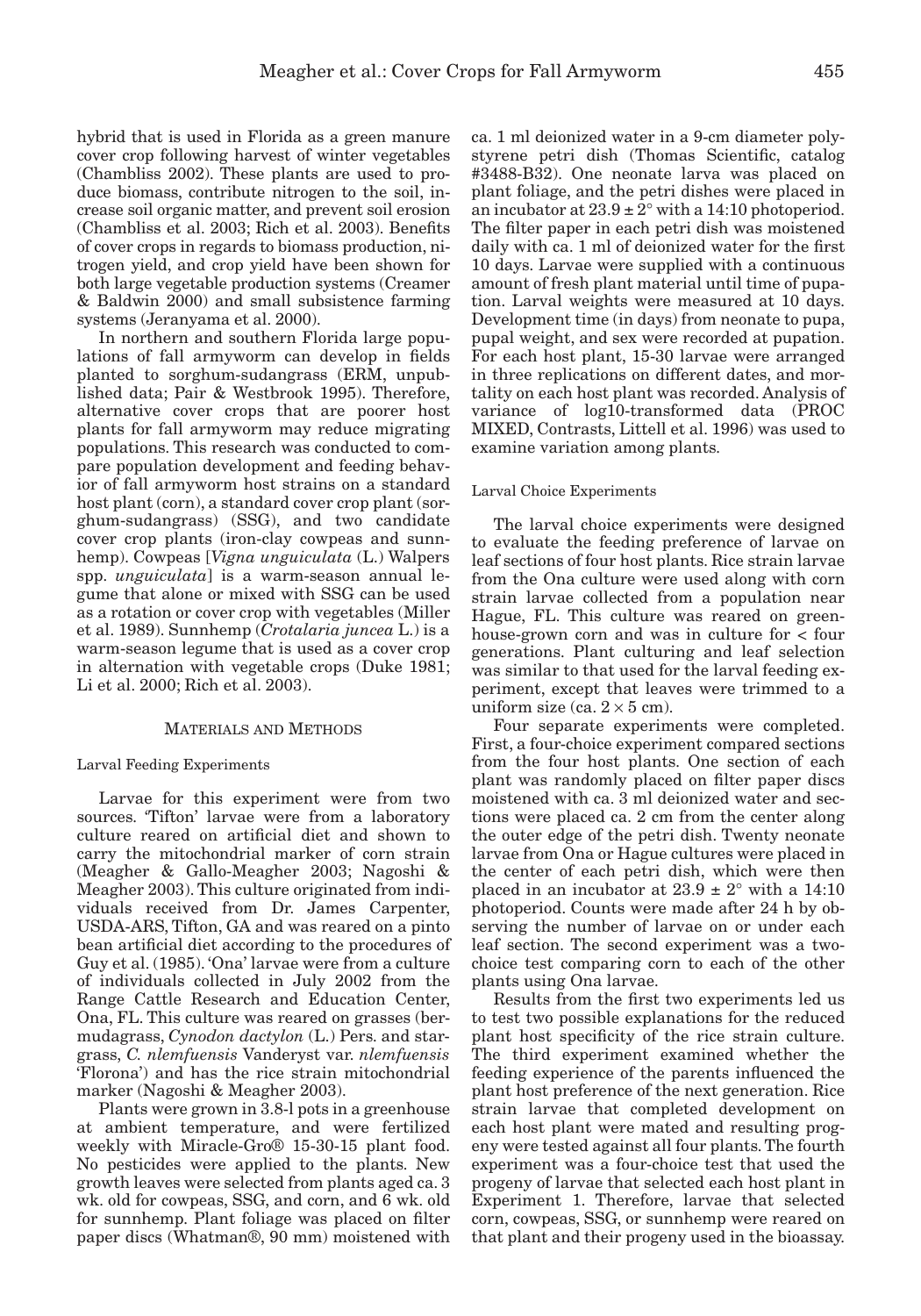hybrid that is used in Florida as a green manure cover crop following harvest of winter vegetables (Chambliss 2002). These plants are used to produce biomass, contribute nitrogen to the soil, increase soil organic matter, and prevent soil erosion (Chambliss et al. 2003; Rich et al. 2003). Benefits of cover crops in regards to biomass production, nitrogen yield, and crop yield have been shown for both large vegetable production systems (Creamer & Baldwin 2000) and small subsistence farming systems (Jeranyama et al. 2000).

In northern and southern Florida large populations of fall armyworm can develop in fields planted to sorghum-sudangrass (ERM, unpublished data; Pair & Westbrook 1995). Therefore, alternative cover crops that are poorer host plants for fall armyworm may reduce migrating populations. This research was conducted to compare population development and feeding behavior of fall armyworm host strains on a standard host plant (corn), a standard cover crop plant (sorghum-sudangrass) (SSG), and two candidate cover crop plants (iron-clay cowpeas and sunnhemp). Cowpeas [*Vigna unguiculata* (L.) Walpers spp. *unguiculata*] is a warm-season annual legume that alone or mixed with SSG can be used as a rotation or cover crop with vegetables (Miller et al. 1989). Sunnhemp (*Crotalaria juncea* L.) is a warm-season legume that is used as a cover crop in alternation with vegetable crops (Duke 1981; Li et al. 2000; Rich et al. 2003).

## MATERIALS AND METHODS

### Larval Feeding Experiments

Larvae for this experiment were from two sources. 'Tifton' larvae were from a laboratory culture reared on artificial diet and shown to carry the mitochondrial marker of corn strain (Meagher & Gallo-Meagher 2003; Nagoshi & Meagher 2003). This culture originated from individuals received from Dr. James Carpenter, USDA-ARS, Tifton, GA and was reared on a pinto bean artificial diet according to the procedures of Guy et al. (1985). 'Ona' larvae were from a culture of individuals collected in July 2002 from the Range Cattle Research and Education Center, Ona, FL. This culture was reared on grasses (bermudagrass, *Cynodon dactylon* (L.) Pers. and stargrass, *C. nlemfuensis* Vanderyst var. *nlemfuensis* 'Florona') and has the rice strain mitochondrial marker (Nagoshi & Meagher 2003).

Plants were grown in 3.8-l pots in a greenhouse at ambient temperature, and were fertilized weekly with Miracle-Gro® 15-30-15 plant food. No pesticides were applied to the plants. New growth leaves were selected from plants aged ca. 3 wk. old for cowpeas, SSG, and corn, and 6 wk. old for sunnhemp. Plant foliage was placed on filter paper discs (Whatman®, 90 mm) moistened with ca. 1 ml deionized water in a 9-cm diameter polystyrene petri dish (Thomas Scientific, catalog #3488-B32). One neonate larva was placed on plant foliage, and the petri dishes were placed in an incubator at $23.9 \pm 2°$ with a 14:10 photoperiod. The filter paper in each petri dish was moistened daily with ca. 1 ml of deionized water for the first 10 days. Larvae were supplied with a continuous amount of fresh plant material until time of pupation. Larval weights were measured at 10 days. Development time (in days) from neonate to pupa, pupal weight, and sex were recorded at pupation. For each host plant, 15-30 larvae were arranged in three replications on different dates, and mortality on each host plant was recorded. Analysis of variance of log10-transformed data (PROC MIXED, Contrasts, Littell et al. 1996) was used to examine variation among plants.

### Larval Choice Experiments

The larval choice experiments were designed to evaluate the feeding preference of larvae on leaf sections of four host plants. Rice strain larvae from the Ona culture were used along with corn strain larvae collected from a population near Hague, FL. This culture was reared on greenhouse-grown corn and was in culture for < four generations. Plant culturing and leaf selection was similar to that used for the larval feeding experiment, except that leaves were trimmed to a uniform size (ca. $2 \times 5$ cm).

Four separate experiments were completed. First, a four-choice experiment compared sections from the four host plants. One section of each plant was randomly placed on filter paper discs moistened with ca. 3 ml deionized water and sections were placed ca. 2 cm from the center along the outer edge of the petri dish. Twenty neonate larvae from Ona or Hague cultures were placed in the center of each petri dish, which were then placed in an incubator at $23.9 \pm 2°$ with a 14:10 photoperiod. Counts were made after 24 h by observing the number of larvae on or under each leaf section. The second experiment was a two-choice test comparing corn to each of the other plants using Ona larvae.

Results from the first two experiments led us to test two possible explanations for the reduced plant host specificity of the rice strain culture. The third experiment examined whether the feeding experience of the parents influenced the plant host preference of the next generation. Rice strain larvae that completed development on each host plant were mated and resulting progeny were tested against all four plants. The fourth experiment was a four-choice test that used the progeny of larvae that selected each host plant in Experiment 1. Therefore, larvae that selected corn, cowpeas, SSG, or sunnhemp were reared on that plant and their progeny used in the bioassay.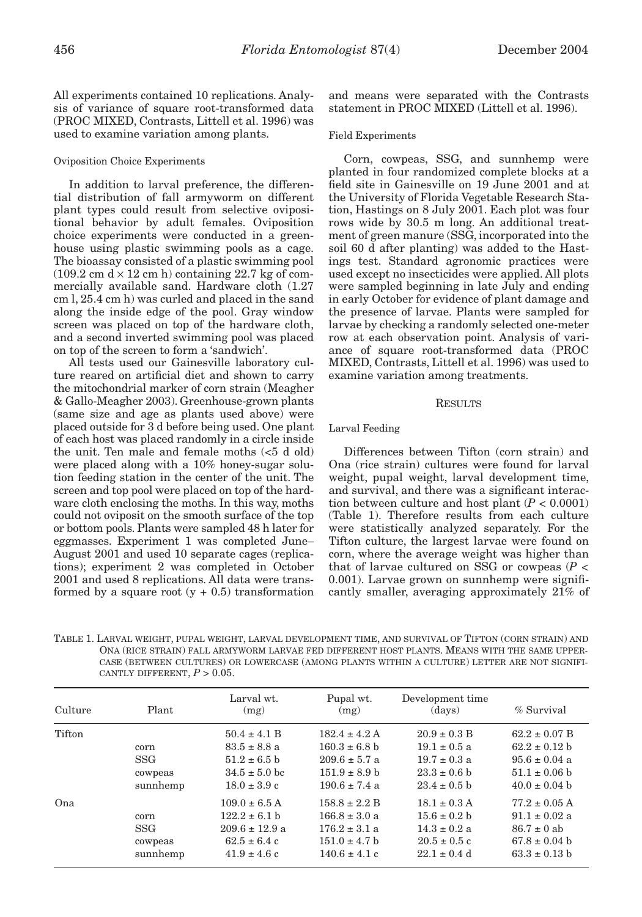All experiments contained 10 replications. Analysis of variance of square root-transformed data (PROC MIXED, Contrasts, Littell et al. 1996) was used to examine variation among plants.

### Oviposition Choice Experiments

In addition to larval preference, the differential distribution of fall armyworm on different plant types could result from selective ovipositional behavior by adult females. Oviposition choice experiments were conducted in a greenhouse using plastic swimming pools as a cage. The bioassay consisted of a plastic swimming pool (109.2 cm d × 12 cm h) containing 22.7 kg of commercially available sand. Hardware cloth (1.27 cm l, 25.4 cm h) was curled and placed in the sand along the inside edge of the pool. Gray window screen was placed on top of the hardware cloth, and a second inverted swimming pool was placed on top of the screen to form a 'sandwich'.

All tests used our Gainesville laboratory culture reared on artificial diet and shown to carry the mitochondrial marker of corn strain (Meagher & Gallo-Meagher 2003). Greenhouse-grown plants (same size and age as plants used above) were placed outside for 3 d before being used. One plant of each host was placed randomly in a circle inside the unit. Ten male and female moths (<5 d old) were placed along with a 10% honey-sugar solution feeding station in the center of the unit. The screen and top pool were placed on top of the hardware cloth enclosing the moths. In this way, moths could not oviposit on the smooth surface of the top or bottom pools. Plants were sampled 48 h later for eggmasses. Experiment 1 was completed June–August 2001 and used 10 separate cages (replications); experiment 2 was completed in October 2001 and used 8 replications. All data were transformed by a square root (y + 0.5) transformation and means were separated with the Contrasts statement in PROC MIXED (Littell et al. 1996).

### Field Experiments

Corn, cowpeas, SSG, and sunnhemp were planted in four randomized complete blocks at a field site in Gainesville on 19 June 2001 and at the University of Florida Vegetable Research Station, Hastings on 8 July 2001. Each plot was four rows wide by 30.5 m long. An additional treatment of green manure (SSG, incorporated into the soil 60 d after planting) was added to the Hastings test. Standard agronomic practices were used except no insecticides were applied. All plots were sampled beginning in late July and ending in early October for evidence of plant damage and the presence of larvae. Plants were sampled for larvae by checking a randomly selected one-meter row at each observation point. Analysis of variance of square root-transformed data (PROC MIXED, Contrasts, Littell et al. 1996) was used to examine variation among treatments.

## Results

### Larval Feeding

Differences between Tifton (corn strain) and Ona (rice strain) cultures were found for larval weight, pupal weight, larval development time, and survival, and there was a significant interaction between culture and host plant ($P < 0.0001$) (Table 1). Therefore results from each culture were statistically analyzed separately. For the Tifton culture, the largest larvae were found on corn, where the average weight was higher than that of larvae cultured on SSG or cowpeas ($P < 0.001$). Larvae grown on sunnhemp were significantly smaller, averaging approximately 21% of

TABLE 1. LARVAL WEIGHT, PUPAL WEIGHT, LARVAL DEVELOPMENT TIME, AND SURVIVAL OF TIFTON (CORN STRAIN) AND ONA (RICE STRAIN) FALL ARMYWORM LARVAE FED DIFFERENT HOST PLANTS. MEANS WITH THE SAME UPPERCASE (BETWEEN CULTURES) OR LOWERCASE (AMONG PLANTS WITHIN A CULTURE) LETTER ARE NOT SIGNIFICANTLY DIFFERENT, $P > 0.05$.

| Culture | Plant | Larval wt. (mg) | Pupal wt. (mg) | Development time (days) | % Survival |
|---|---|---|---|---|---|
| Tifton | | 50.4 ± 4.1 B | 182.4 ± 4.2 A | 20.9 ± 0.3 B | 62.2 ± 0.07 B |
| | corn | 83.5 ± 8.8 a | 160.3 ± 6.8 b | 19.1 ± 0.5 a | 62.2 ± 0.12 b |
| | SSG | 51.2 ± 6.5 b | 209.6 ± 5.7 a | 19.7 ± 0.3 a | 95.6 ± 0.04 a |
| | cowpeas | 34.5 ± 5.0 bc | 151.9 ± 8.9 b | 23.3 ± 0.6 b | 51.1 ± 0.06 b |
| | sunnhemp | 18.0 ± 3.9 c | 190.6 ± 7.4 a | 23.4 ± 0.5 b | 40.0 ± 0.04 b |
| Ona | | 109.0 ± 6.5 A | 158.8 ± 2.2 B | 18.1 ± 0.3 A | 77.2 ± 0.05 A |
| | corn | 122.2 ± 6.1 b | 166.8 ± 3.0 a | 15.6 ± 0.2 b | 91.1 ± 0.02 a |
| | SSG | 209.6 ± 12.9 a | 176.2 ± 3.1 a | 14.3 ± 0.2 a | 86.7 ± 0 ab |
| | cowpeas | 62.5 ± 6.4 c | 151.0 ± 4.7 b | 20.5 ± 0.5 c | 67.8 ± 0.04 b |
| | sunnhemp | 41.9 ± 4.6 c | 140.6 ± 4.1 c | 22.1 ± 0.4 d | 63.3 ± 0.13 b |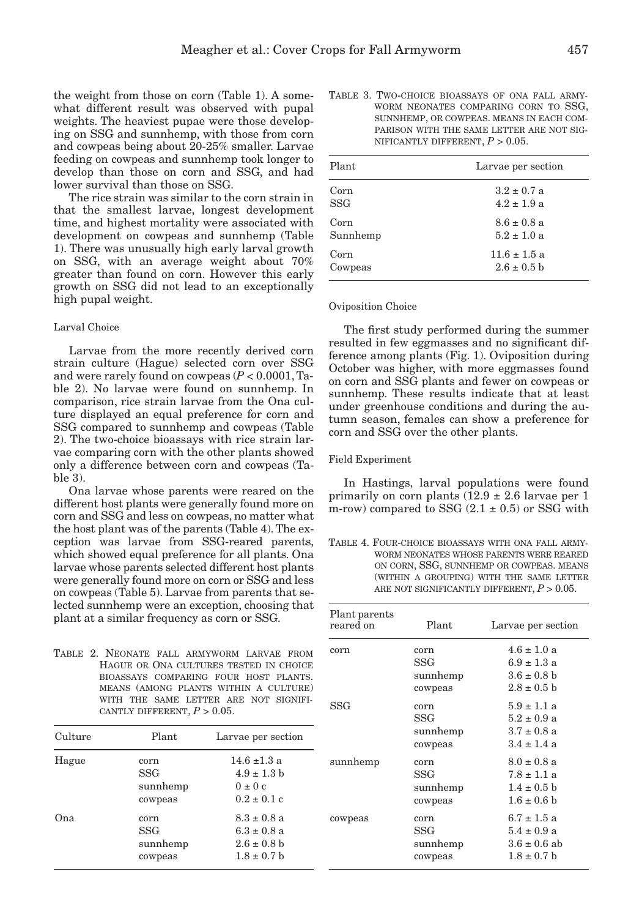the weight from those on corn (Table 1). A somewhat different result was observed with pupal weights. The heaviest pupae were those developing on SSG and sunnhemp, with those from corn and cowpeas being about 20-25% smaller. Larvae feeding on cowpeas and sunnhemp took longer to develop than those on corn and SSG, and had lower survival than those on SSG.

The rice strain was similar to the corn strain in that the smallest larvae, longest development time, and highest mortality were associated with development on cowpeas and sunnhemp (Table 1). There was unusually high early larval growth on SSG, with an average weight about 70% greater than found on corn. However this early growth on SSG did not lead to an exceptionally high pupal weight.

### Larval Choice

Larvae from the more recently derived corn strain culture (Hague) selected corn over SSG and were rarely found on cowpeas ($P < 0.0001$, Table 2). No larvae were found on sunnhemp. In comparison, rice strain larvae from the Ona culture displayed an equal preference for corn and SSG compared to sunnhemp and cowpeas (Table 2). The two-choice bioassays with rice strain larvae comparing corn with the other plants showed only a difference between corn and cowpeas (Table 3).

Ona larvae whose parents were reared on the different host plants were generally found more on corn and SSG and less on cowpeas, no matter what the host plant was of the parents (Table 4). The exception was larvae from SSG-reared parents, which showed equal preference for all plants. Ona larvae whose parents selected different host plants were generally found more on corn or SSG and less on cowpeas (Table 5). Larvae from parents that selected sunnhemp were an exception, choosing that plant at a similar frequency as corn or SSG.

TABLE 2. NEONATE FALL ARMYWORM LARVAE FROM HAGUE OR ONA CULTURES TESTED IN CHOICE BIOASSAYS COMPARING FOUR HOST PLANTS. MEANS (AMONG PLANTS WITHIN A CULTURE) WITH THE SAME LETTER ARE NOT SIGNIFICANTLY DIFFERENT, $P > 0.05$.

| Culture | Plant | Larvae per section |
|---|---|---|
| Hague | corn | 14.6 ±1.3 a |
| | SSG | 4.9 ± 1.3 b |
| | sunnhemp | 0 ± 0 c |
| | cowpeas | 0.2 ± 0.1 c |
| Ona | corn | 8.3 ± 0.8 a |
| | SSG | 6.3 ± 0.8 a |
| | sunnhemp | 2.6 ± 0.8 b |
| | cowpeas | 1.8 ± 0.7 b |

TABLE 3. TWO-CHOICE BIOASSAYS OF ONA FALL ARMYWORM NEONATES COMPARING CORN TO SSG, SUNNHEMP, OR COWPEAS. MEANS IN EACH COMPARISON WITH THE SAME LETTER ARE NOT SIGNIFICANTLY DIFFERENT, $P > 0.05$.

| Plant | Larvae per section |
|---|---|
| Corn | 3.2 ± 0.7 a |
| SSG | 4.2 ± 1.9 a |
| Corn | 8.6 ± 0.8 a |
| Sunnhemp | 5.2 ± 1.0 a |
| Corn | 11.6 ± 1.5 a |
| Cowpeas | 2.6 ± 0.5 b |

### Oviposition Choice

The first study performed during the summer resulted in few eggmasses and no significant difference among plants (Fig. 1). Oviposition during October was higher, with more eggmasses found on corn and SSG plants and fewer on cowpeas or sunnhemp. These results indicate that at least under greenhouse conditions and during the autumn season, females can show a preference for corn and SSG over the other plants.

### Field Experiment

In Hastings, larval populations were found primarily on corn plants (12.9 ± 2.6 larvae per 1 m-row) compared to SSG (2.1 ± 0.5) or SSG with

TABLE 4. FOUR-CHOICE BIOASSAYS WITH ONA FALL ARMYWORM NEONATES WHOSE PARENTS WERE REARED ON CORN, SSG, SUNNHEMP OR COWPEAS. MEANS (WITHIN A GROUPING) WITH THE SAME LETTER ARE NOT SIGNIFICANTLY DIFFERENT, $P > 0.05$.

| Plant parents reared on | Plant | Larvae per section |
|---|---|---|
| corn | corn | 4.6 ± 1.0 a |
| | SSG | 6.9 ± 1.3 a |
| | sunnhemp | 3.6 ± 0.8 b |
| | cowpeas | 2.8 ± 0.5 b |
| SSG | corn | 5.9 ± 1.1 a |
| | SSG | 5.2 ± 0.9 a |
| | sunnhemp | 3.7 ± 0.8 a |
| | cowpeas | 3.4 ± 1.4 a |
| sunnhemp | corn | 8.0 ± 0.8 a |
| | SSG | 7.8 ± 1.1 a |
| | sunnhemp | 1.4 ± 0.5 b |
| | cowpeas | 1.6 ± 0.6 b |
| cowpeas | corn | 6.7 ± 1.5 a |
| | SSG | 5.4 ± 0.9 a |
| | sunnhemp | 3.6 ± 0.6 ab |
| | cowpeas | 1.8 ± 0.7 b |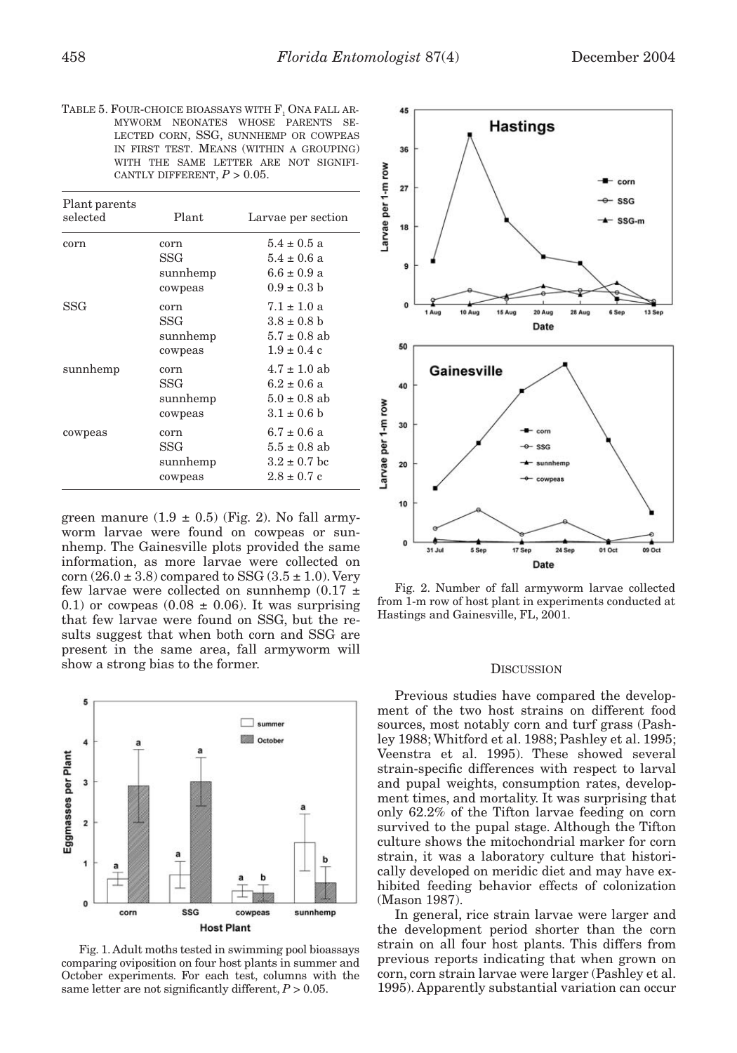TABLE 5. FOUR-CHOICE BIOASSAYS WITH $F_1$ ONA FALL ARMYWORM NEONATES WHOSE PARENTS SELECTED CORN, SSG, SUNNHEMP OR COWPEAS IN FIRST TEST. MEANS (WITHIN A GROUPING) WITH THE SAME LETTER ARE NOT SIGNIFICANTLY DIFFERENT, $P > 0.05$.

| Plant parents selected | Plant | Larvae per section |
|---|---|---|
| corn | corn | 5.4 ± 0.5 a |
| | SSG | 5.4 ± 0.6 a |
| | sunnhemp | 6.6 ± 0.9 a |
| | cowpeas | 0.9 ± 0.3 b |
| SSG | corn | 7.1 ± 1.0 a |
| | SSG | 3.8 ± 0.8 b |
| | sunnhemp | 5.7 ± 0.8 ab |
| | cowpeas | 1.9 ± 0.4 c |
| sunnhemp | corn | 4.7 ± 1.0 ab |
| | SSG | 6.2 ± 0.6 a |
| | sunnhemp | 5.0 ± 0.8 ab |
| | cowpeas | 3.1 ± 0.6 b |
| cowpeas | corn | 6.7 ± 0.6 a |
| | SSG | 5.5 ± 0.8 ab |
| | sunnhemp | 3.2 ± 0.7 bc |
| | cowpeas | 2.8 ± 0.7 c |

green manure (1.9 ± 0.5) (Fig. 2). No fall armyworm larvae were found on cowpeas or sunnhemp. The Gainesville plots provided the same information, as more larvae were collected on corn (26.0 ± 3.8) compared to SSG (3.5 ± 1.0). Very few larvae were collected on sunnhemp (0.17 ± 0.1) or cowpeas (0.08 ± 0.06). It was surprising that few larvae were found on SSG, but the results suggest that when both corn and SSG are present in the same area, fall armyworm will show a strong bias to the former.

Fig. 1. Adult moths tested in swimming pool bioassays comparing oviposition on four host plants in summer and October experiments. For each test, columns with the same letter are not significantly different, $P > 0.05$.

Fig. 2. Number of fall armyworm larvae collected from 1-m row of host plant in experiments conducted at Hastings and Gainesville, FL, 2001.

## DISCUSSION

Previous studies have compared the development of the two host strains on different food sources, most notably corn and turf grass (Pashley 1988; Whitford et al. 1988; Pashley et al. 1995; Veenstra et al. 1995). These showed several strain-specific differences with respect to larval and pupal weights, consumption rates, development times, and mortality. It was surprising that only 62.2% of the Tifton larvae feeding on corn survived to the pupal stage. Although the Tifton culture shows the mitochondrial marker for corn strain, it was a laboratory culture that historically developed on meridic diet and may have exhibited feeding behavior effects of colonization (Mason 1987).

In general, rice strain larvae were larger and the development period shorter than the corn strain on all four host plants. This differs from previous reports indicating that when grown on corn, corn strain larvae were larger (Pashley et al. 1995). Apparently substantial variation can occur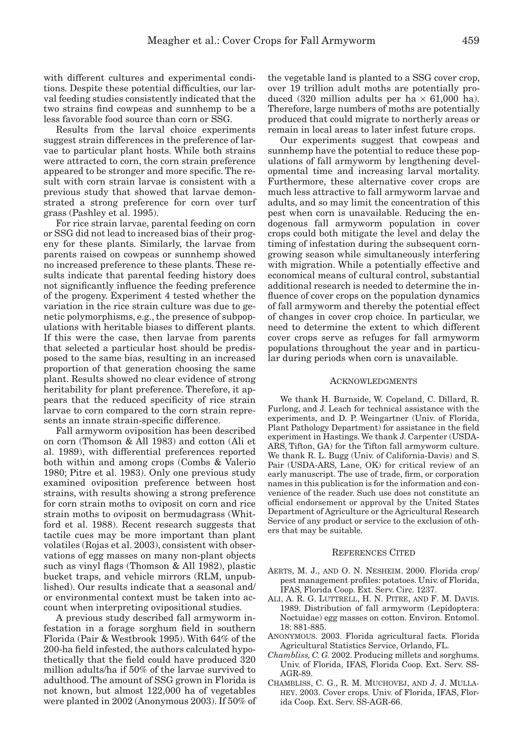with different cultures and experimental conditions. Despite these potential difficulties, our larval feeding studies consistently indicated that the two strains find cowpeas and sunnhemp to be a less favorable food source than corn or SSG.

Results from the larval choice experiments suggest strain differences in the preference of larvae to particular plant hosts. While both strains were attracted to corn, the corn strain preference appeared to be stronger and more specific. The result with corn strain larvae is consistent with a previous study that showed that larvae demonstrated a strong preference for corn over turf grass (Pashley et al. 1995).

For rice strain larvae, parental feeding on corn or SSG did not lead to increased bias of their progeny for these plants. Similarly, the larvae from parents raised on cowpeas or sunnhemp showed no increased preference to these plants. These results indicate that parental feeding history does not significantly influence the feeding preference of the progeny. Experiment 4 tested whether the variation in the rice strain culture was due to genetic polymorphisms, e.g., the presence of subpopulations with heritable biases to different plants. If this were the case, then larvae from parents that selected a particular host should be predisposed to the same bias, resulting in an increased proportion of that generation choosing the same plant. Results showed no clear evidence of strong heritability for plant preference. Therefore, it appears that the reduced specificity of rice strain larvae to corn compared to the corn strain represents an innate strain-specific difference.

Fall armyworm oviposition has been described on corn (Thomson & All 1983) and cotton (Ali et al. 1989), with differential preferences reported both within and among crops (Combs & Valerio 1980; Pitre et al. 1983). Only one previous study examined oviposition preference between host strains, with results showing a strong preference for corn strain moths to oviposit on corn and rice strain moths to oviposit on bermudagrass (Whitford et al. 1988). Recent research suggests that tactile cues may be more important than plant volatiles (Rojas et al. 2003), consistent with observations of egg masses on many non-plant objects such as vinyl flags (Thomson & All 1982), plastic bucket traps, and vehicle mirrors (RLM, unpublished). Our results indicate that a seasonal and/or environmental context must be taken into account when interpreting ovipositional studies.

A previous study described fall armyworm infestation in a forage sorghum field in southern Florida (Pair & Westbrook 1995). With 64% of the 200-ha field infested, the authors calculated hypothetically that the field could have produced 320 million adults/ha if 50% of the larvae survived to adulthood. The amount of SSG grown in Florida is not known, but almost 122,000 ha of vegetables were planted in 2002 (Anonymous 2003). If 50% of the vegetable land is planted to a SSG cover crop, over 19 trillion adult moths are potentially produced (320 million adults per ha × 61,000 ha). Therefore, large numbers of moths are potentially produced that could migrate to northerly areas or remain in local areas to later infest future crops.

Our experiments suggest that cowpeas and sunnhemp have the potential to reduce these populations of fall armyworm by lengthening developmental time and increasing larval mortality. Furthermore, these alternative cover crops are much less attractive to fall armyworm larvae and adults, and so may limit the concentration of this pest when corn is unavailable. Reducing the endogenous fall armyworm population in cover crops could both mitigate the level and delay the timing of infestation during the subsequent corn-growing season while simultaneously interfering with migration. While a potentially effective and economical means of cultural control, substantial additional research is needed to determine the influence of cover crops on the population dynamics of fall armyworm and thereby the potential effect of changes in cover crop choice. In particular, we need to determine the extent to which different cover crops serve as refuges for fall armyworm populations throughout the year and in particular during periods when corn is unavailable.

## Acknowledgments

We thank H. Burnside, W. Copeland, C. Dillard, R. Furlong, and J. Leach for technical assistance with the experiments, and D. P. Weingartner (Univ. of Florida, Plant Pathology Department) for assistance in the field experiment in Hastings. We thank J. Carpenter (USDA-ARS, Tifton, GA) for the Tifton fall armyworm culture. We thank R. L. Bugg (Univ. of California-Davis) and S. Pair (USDA-ARS, Lane, OK) for critical review of an early manuscript. The use of trade, firm, or corporation names in this publication is for the information and convenience of the reader. Such use does not constitute an official endorsement or approval by the United States Department of Agriculture or the Agricultural Research Service of any product or service to the exclusion of others that may be suitable.

## References Cited

AERTS, M. J., AND O. N. NESHEIM. 2000. Florida crop/pest management profiles: potatoes. Univ. of Florida, IFAS, Florida Coop. Ext. Serv. Circ. 1237.

ALI, A. R. G. LUTTRELL, H. N. PITRE, AND F. M. DAVIS. 1989. Distribution of fall armyworm (Lepidoptera: Noctuidae) egg masses on cotton. Environ. Entomol. 18: 881-885.

ANONYMOUS. 2003. Florida agricultural facts. Florida Agricultural Statistics Service, Orlando, FL.

*Chambliss, C. G.* 2002. Producing millets and sorghums. Univ. of Florida, IFAS, Florida Coop. Ext. Serv. SS-AGR-89.

CHAMBLISS, C. G., R. M. MUCHOVEJ, AND J. J. MULLAHEY. 2003. Cover crops. Univ. of Florida, IFAS, Florida Coop. Ext. Serv. SS-AGR-66.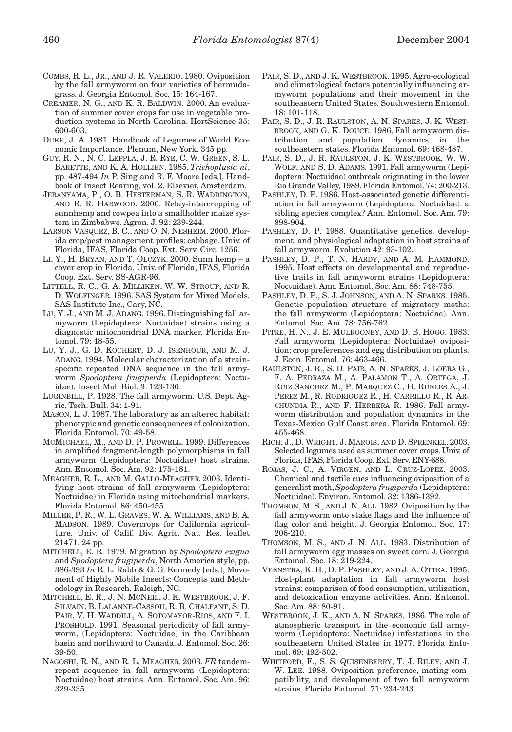COMBS, R. L., JR., AND J. R. VALERIO. 1980. Oviposition by the fall armyworm on four varieties of bermudagrass. J. Georgia Entomol. Soc. 15: 164-167.

CREAMER, N. G., AND K. R. BALDWIN. 2000. An evaluation of summer cover crops for use in vegetable production systems in North Carolina. HortScience 35: 600-603.

DUKE, J. A. 1981. Handbook of Legumes of World Economic Importance. Plenum, New York. 345 pp.

GUY, R. N., N. C. LEPPLA, J. R. RYE, C. W. GREEN, S. L. BARETTE, AND K. A. HOLLIEN. 1985. *Trichoplusia ni*, pp. 487-494 *In* P. Sing and R. F. Moore [eds.], Handbook of Insect Rearing, vol. 2. Elsevier, Amsterdam.

JERANYAMA, P., O. B. HESTERMAN, S. R. WADDINGTON, AND R. R. HARWOOD. 2000. Relay-intercropping of sunnhemp and cowpea into a smallholder maize system in Zimbabwe. Agron. J. 92: 239-244.

LARSON VASQUEZ, B. C., AND O. N. NESHEIM. 2000. Florida crop/pest management profiles: cabbage. Univ. of Florida, IFAS, Florida Coop. Ext. Serv. Circ. 1256.

LI, Y., H. BRYAN, AND T. OLCZYK. 2000. Sunn hemp – a cover crop in Florida. Univ. of Florida, IFAS, Florida Coop. Ext. Serv. SS-AGR-96.

LITTELL, R. C., G. A. MILLIKEN, W. W. STROUP, AND R. D. WOLFINGER. 1996. SAS System for Mixed Models. SAS Institute Inc., Cary, NC.

LU, Y. J., AND M. J. ADANG. 1996. Distinguishing fall armyworm (Lepidoptera: Noctuidae) strains using a diagnostic mitochondrial DNA marker. Florida Entomol. 79: 48-55.

LU, Y. J., G. D. KOCHERT, D. J. ISENHOUR, AND M. J. ADANG. 1994. Molecular characterization of a strain-specific repeated DNA sequence in the fall armyworm *Spodoptera frugiperda* (Lepidoptera: Noctuidae). Insect Mol. Biol. 3: 123-130.

LUGINBILL, P. 1928. The fall armyworm. U.S. Dept. Agric. Tech. Bull. 34: 1-91.

MASON, L. J. 1987. The laboratory as an altered habitat: phenotypic and genetic consequences of colonization. Florida Entomol. 70: 49-58.

MCMICHAEL, M., AND D. P. PROWELL. 1999. Differences in amplified fragment-length polymorphisms in fall armyworm (Lepidoptera: Noctuidae) host strains. Ann. Entomol. Soc. Am. 92: 175-181.

MEAGHER, R. L., AND M. GALLO-MEAGHER. 2003. Identifying host strains of fall armyworm (Lepidoptera: Noctuidae) in Florida using mitochondrial markers. Florida Entomol. 86: 450-455.

MILLER, P. R., W. L. GRAVES, W. A. WILLIAMS, AND B. A. MADSON. 1989. Covercrops for California agriculture. Univ. of Calif. Div. Agric. Nat. Res. leaflet 21471. 24 pp.

MITCHELL, E. R. 1979. Migration by *Spodoptera exigua* and *Spodoptera frugiperda*, North America style, pp. 386-393 *In* R. L. Rabb & G. G. Kennedy [eds.], Movement of Highly Mobile Insects: Concepts and Methodology in Research. Raleigh, NC.

MITCHELL, E. R., J. N. MCNEIL, J. K. WESTBROOK, J. F. SILVAIN, B. LALANNE-CASSOU, R. B. CHALFANT, S. D. PAIR, V. H. WADDILL, A. SOTOMAYOR-RIOS, AND F. I. PROSHOLD. 1991. Seasonal periodicity of fall armyworm, (Lepidoptera: Noctuidae) in the Caribbean basin and northward to Canada. J. Entomol. Soc. 26: 39-50.

NAGOSHI, R. N., AND R. L. MEAGHER. 2003. *FR* tandem-repeat sequence in fall armyworm (Lepidoptera: Noctuidae) host strains. Ann. Entomol. Soc. Am. 96: 329-335.

PAIR, S. D., AND J. K. WESTBROOK. 1995. Agro-ecological and climatological factors potentially influencing armyworm populations and their movement in the southeastern United States. Southwestern Entomol. 18: 101-118.

PAIR, S. D., J. R. RAULSTON, A. N. SPARKS, J. K. WESTBROOK, AND G. K. DOUCE. 1986. Fall armyworm distribution and population dynamics in the southeastern states. Florida Entomol. 69: 468-487.

PAIR, S. D., J. R. RAULSTON, J. K. WESTBROOK, W. W. WOLF, AND S. D. ADAMS. 1991. Fall armyworm (Lepidoptera: Noctuidae) outbreak originating in the lower Rio Grande Valley, 1989. Florida Entomol. 74: 200-213.

PASHLEY, D. P. 1986. Host-associated genetic differentiation in fall armyworm (Lepidoptera: Noctuidae): a sibling species complex? Ann. Entomol. Soc. Am. 79: 898-904.

PASHLEY, D. P. 1988. Quantitative genetics, development, and physiological adaptation in host strains of fall armyworm. Evolution 42: 93-102.

PASHLEY, D. P., T. N. HARDY, AND A. M. HAMMOND. 1995. Host effects on developmental and reproductive traits in fall armyworm strains (Lepidoptera: Noctuidae). Ann. Entomol. Soc. Am. 88: 748-755.

PASHLEY, D. P., S. J. JOHNSON, AND A. N. SPARKS. 1985. Genetic population structure of migratory moths: the fall armyworm (Lepidoptera: Noctuidae). Ann. Entomol. Soc. Am. 78: 756-762.

PITRE, H. N., J. E. MULROONEY, AND D. B. HOGG. 1983. Fall armyworm (Lepidoptera: Noctuidae) oviposition: crop preferences and egg distribution on plants. J. Econ. Entomol. 76: 463-466.

RAULSTON, J. R., S. D. PAIR, A. N. SPARKS, J. LOERA G., F. A. PEDRAZA M., A. PALAMON T., A. ORTEGA, J. RUIZ SANCHEZ M., P. MARQUEZ C., H. RUELES A., J. PEREZ M., R. RODRIGUEZ R., H. CARRILLO R., R. ARCHUNDIA R., AND F. HERRERA R. 1986. Fall armyworm distribution and population dynamics in the Texas-Mexico Gulf Coast area. Florida Entomol. 69: 455-468.

RICH, J., D. WRIGHT, J. MAROIS, AND D. SPRENKEL. 2003. Selected legumes used as summer cover crops. Univ. of Florida, IFAS, Florida Coop. Ext. Serv. ENY-688.

ROJAS, J. C., A. VIRGEN, AND L. CRUZ-LOPEZ. 2003. Chemical and tactile cues influencing oviposition of a generalist moth, *Spodoptera frugiperda* (Lepidoptera: Noctuidae). Environ. Entomol. 32: 1386-1392.

THOMSON, M. S., AND J. N. ALL. 1982. Oviposition by the fall armyworm onto stake flags and the influence of flag color and height. J. Georgia Entomol. Soc. 17: 206-210.

THOMSON, M. S., AND J. N. ALL. 1983. Distribution of fall armyworm egg masses on sweet corn. J. Georgia Entomol. Soc. 18: 219-224.

VEENSTRA, K. H., D. P. PASHLEY, AND J. A. OTTEA. 1995. Host-plant adaptation in fall armyworm host strains: comparison of food consumption, utilization, and detoxication enzyme activities. Ann. Entomol. Soc. Am. 88: 80-91.

WESTBROOK, J. K., AND A. N. SPARKS. 1986. The role of atmospheric transport in the economic fall armyworm (Lepidoptera: Noctuidae) infestations in the southeastern United States in 1977. Florida Entomol. 69: 492-502.

WHITFORD, F., S. S. QUISENBERRY, T. J. RILEY, AND J. W. LEE. 1988. Oviposition preference, mating compatibility, and development of two fall armyworm strains. Florida Entomol. 71: 234-243.